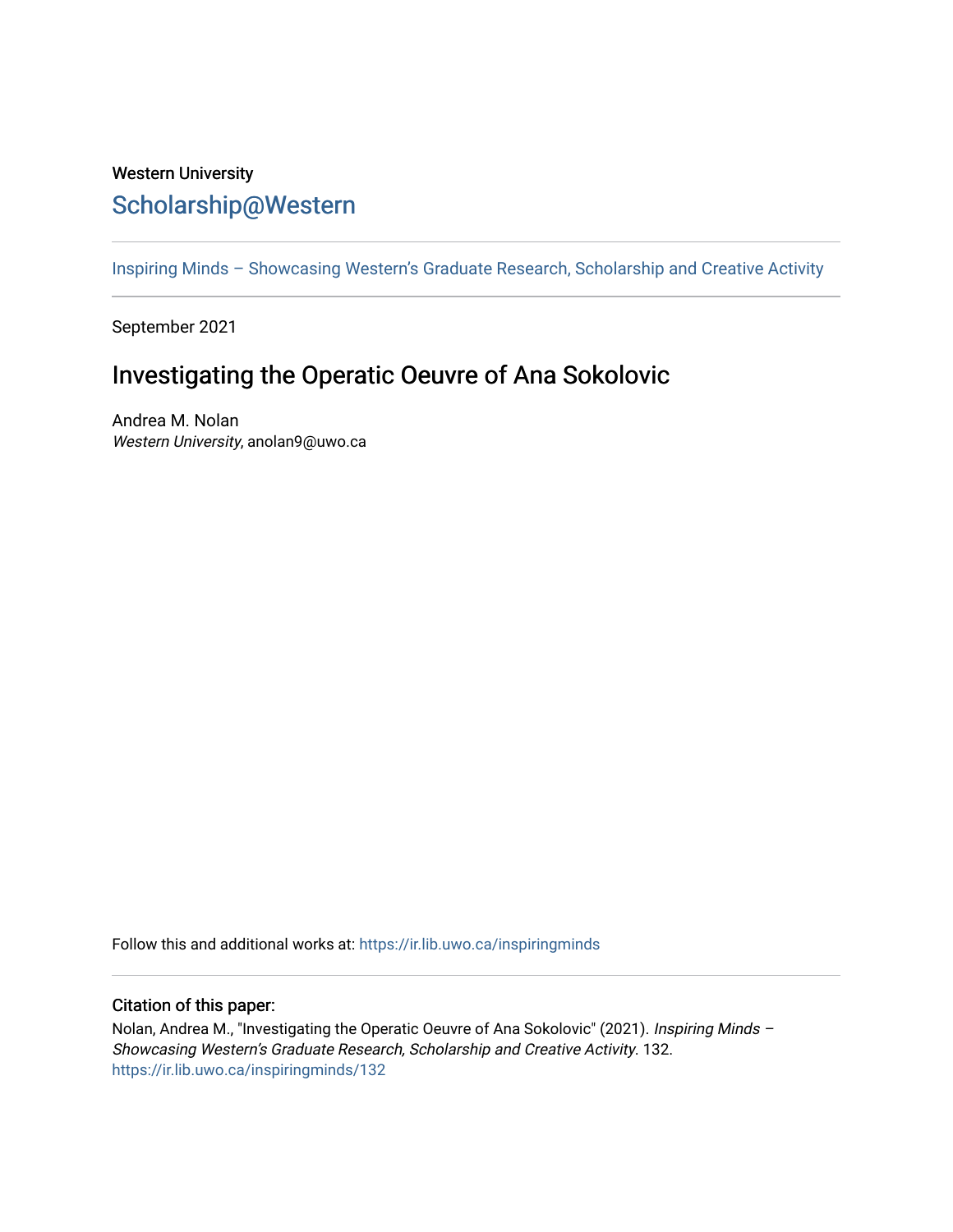Western University

# Scholarship@Western

Inspiring Minds – Showcasing Western's Graduate Research, Scholarship and Creative Activity

September 2021

## Investigating the Operatic Oeuvre of Ana Sokolovic

Andrea M. Nolan
*Western University*, anolan9@uwo.ca

Follow this and additional works at: https://ir.lib.uwo.ca/inspiringminds

### Citation of this paper:

Nolan, Andrea M., "Investigating the Operatic Oeuvre of Ana Sokolovic" (2021). *Inspiring Minds – Showcasing Western's Graduate Research, Scholarship and Creative Activity*. 132.
https://ir.lib.uwo.ca/inspiringminds/132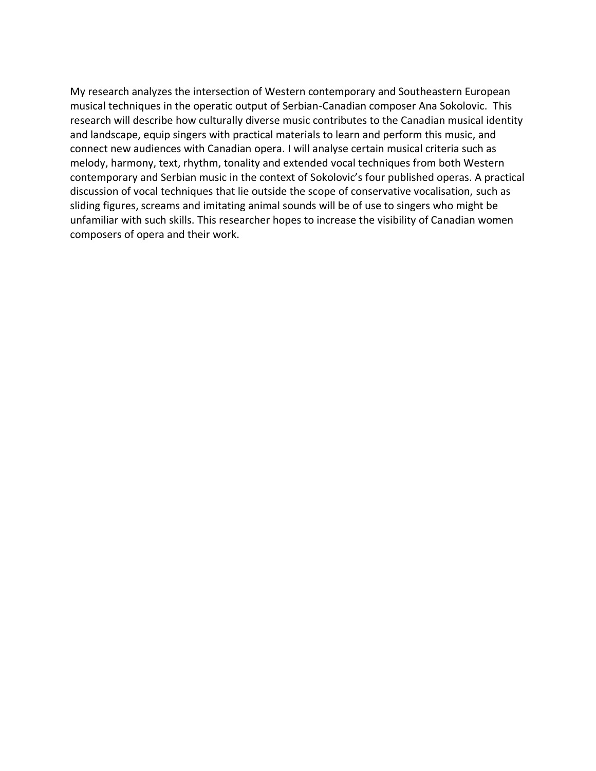My research analyzes the intersection of Western contemporary and Southeastern European musical techniques in the operatic output of Serbian-Canadian composer Ana Sokolovic. This research will describe how culturally diverse music contributes to the Canadian musical identity and landscape, equip singers with practical materials to learn and perform this music, and connect new audiences with Canadian opera. I will analyse certain musical criteria such as melody, harmony, text, rhythm, tonality and extended vocal techniques from both Western contemporary and Serbian music in the context of Sokolovic's four published operas. A practical discussion of vocal techniques that lie outside the scope of conservative vocalisation, such as sliding figures, screams and imitating animal sounds will be of use to singers who might be unfamiliar with such skills. This researcher hopes to increase the visibility of Canadian women composers of opera and their work.